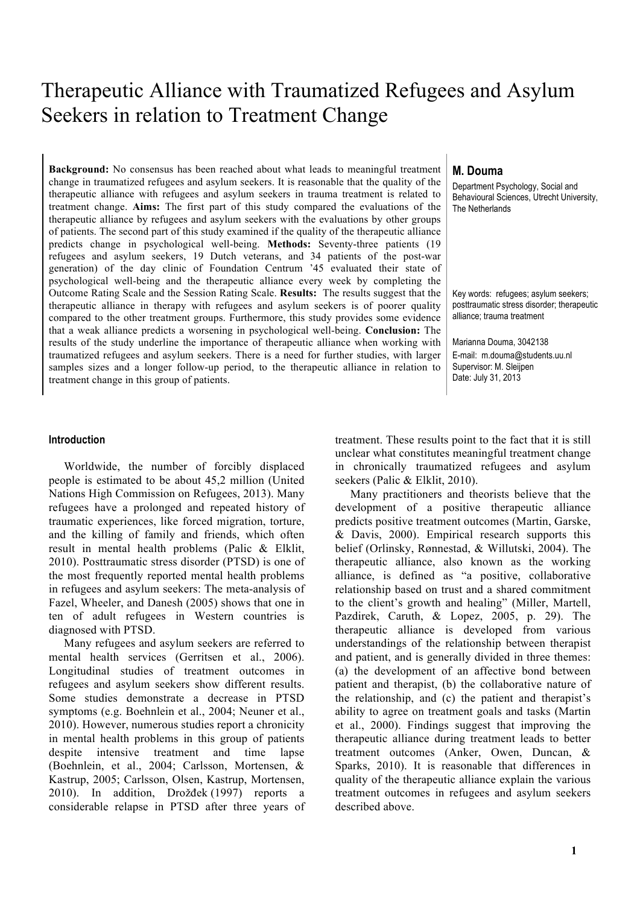# Therapeutic Alliance with Traumatized Refugees and Asylum Seekers in relation to Treatment Change

**M. Douma**

Department Psychology, Social and Behavioural Sciences, Utrecht University, The Netherlands

**Background:** No consensus has been reached about what leads to meaningful treatment change in traumatized refugees and asylum seekers. It is reasonable that the quality of the therapeutic alliance with refugees and asylum seekers in trauma treatment is related to treatment change. **Aims:** The first part of this study compared the evaluations of the therapeutic alliance by refugees and asylum seekers with the evaluations by other groups of patients. The second part of this study examined if the quality of the therapeutic alliance predicts change in psychological well-being. **Methods:** Seventy-three patients (19 refugees and asylum seekers, 19 Dutch veterans, and 34 patients of the post-war generation) of the day clinic of Foundation Centrum '45 evaluated their state of psychological well-being and the therapeutic alliance every week by completing the Outcome Rating Scale and the Session Rating Scale. **Results:** The results suggest that the therapeutic alliance in therapy with refugees and asylum seekers is of poorer quality compared to the other treatment groups. Furthermore, this study provides some evidence that a weak alliance predicts a worsening in psychological well-being. **Conclusion:** The results of the study underline the importance of therapeutic alliance when working with traumatized refugees and asylum seekers. There is a need for further studies, with larger samples sizes and a longer follow-up period, to the therapeutic alliance in relation to treatment change in this group of patients.

Key words: refugees; asylum seekers; posttraumatic stress disorder; therapeutic alliance; trauma treatment

Marianna Douma, 3042138
E-mail: m.douma@students.uu.nl
Supervisor: M. Sleijpen
Date: July 31, 2013

## Introduction

Worldwide, the number of forcibly displaced people is estimated to be about 45,2 million (United Nations High Commission on Refugees, 2013). Many refugees have a prolonged and repeated history of traumatic experiences, like forced migration, torture, and the killing of family and friends, which often result in mental health problems (Palic & Elklit, 2010). Posttraumatic stress disorder (PTSD) is one of the most frequently reported mental health problems in refugees and asylum seekers: The meta-analysis of Fazel, Wheeler, and Danesh (2005) shows that one in ten of adult refugees in Western countries is diagnosed with PTSD.

Many refugees and asylum seekers are referred to mental health services (Gerritsen et al., 2006). Longitudinal studies of treatment outcomes in refugees and asylum seekers show different results. Some studies demonstrate a decrease in PTSD symptoms (e.g. Boehnlein et al., 2004; Neuner et al., 2010). However, numerous studies report a chronicity in mental health problems in this group of patients despite intensive treatment and time lapse (Boehnlein, et al., 2004; Carlsson, Mortensen, & Kastrup, 2005; Carlsson, Olsen, Kastrup, Mortensen, 2010). In addition, Drožđek (1997) reports a considerable relapse in PTSD after three years of treatment. These results point to the fact that it is still unclear what constitutes meaningful treatment change in chronically traumatized refugees and asylum seekers (Palic & Elklit, 2010).

Many practitioners and theorists believe that the development of a positive therapeutic alliance predicts positive treatment outcomes (Martin, Garske, & Davis, 2000). Empirical research supports this belief (Orlinsky, Rønnestad, & Willutski, 2004). The therapeutic alliance, also known as the working alliance, is defined as "a positive, collaborative relationship based on trust and a shared commitment to the client's growth and healing" (Miller, Martell, Pazdirek, Caruth, & Lopez, 2005, p. 29). The therapeutic alliance is developed from various understandings of the relationship between therapist and patient, and is generally divided in three themes: (a) the development of an affective bond between patient and therapist, (b) the collaborative nature of the relationship, and (c) the patient and therapist's ability to agree on treatment goals and tasks (Martin et al., 2000). Findings suggest that improving the therapeutic alliance during treatment leads to better treatment outcomes (Anker, Owen, Duncan, & Sparks, 2010). It is reasonable that differences in quality of the therapeutic alliance explain the various treatment outcomes in refugees and asylum seekers described above.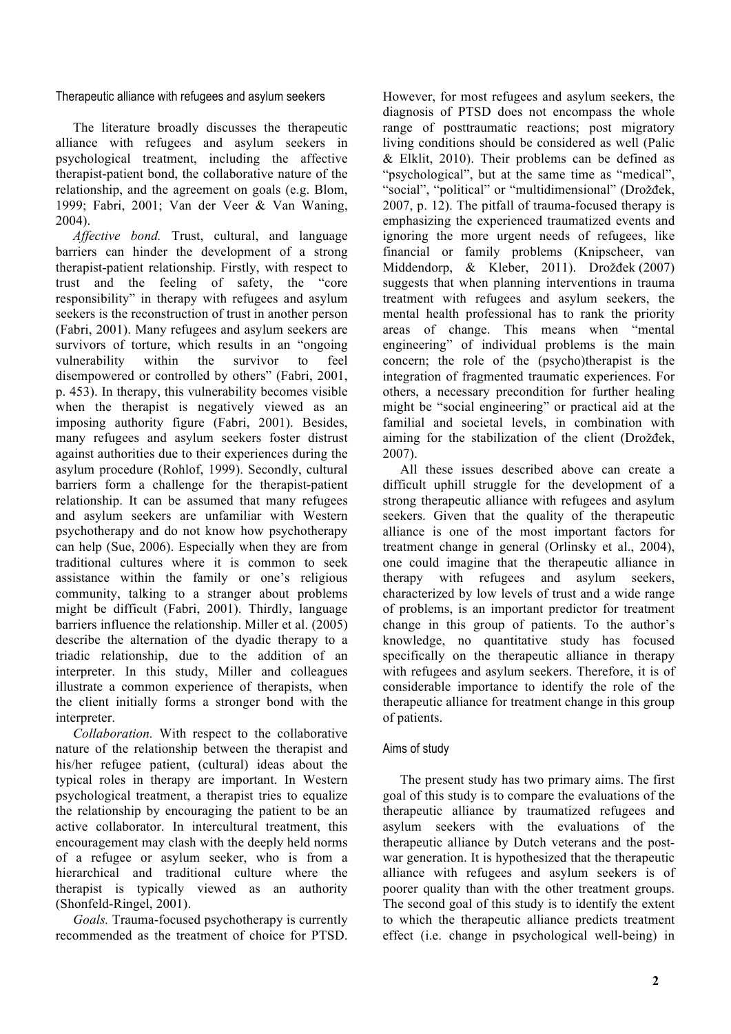### Therapeutic alliance with refugees and asylum seekers

The literature broadly discusses the therapeutic alliance with refugees and asylum seekers in psychological treatment, including the affective therapist-patient bond, the collaborative nature of the relationship, and the agreement on goals (e.g. Blom, 1999; Fabri, 2001; Van der Veer & Van Waning, 2004).

*Affective bond.* Trust, cultural, and language barriers can hinder the development of a strong therapist-patient relationship. Firstly, with respect to trust and the feeling of safety, the "core responsibility" in therapy with refugees and asylum seekers is the reconstruction of trust in another person (Fabri, 2001). Many refugees and asylum seekers are survivors of torture, which results in an "ongoing vulnerability within the survivor to feel disempowered or controlled by others" (Fabri, 2001, p. 453). In therapy, this vulnerability becomes visible when the therapist is negatively viewed as an imposing authority figure (Fabri, 2001). Besides, many refugees and asylum seekers foster distrust against authorities due to their experiences during the asylum procedure (Rohlof, 1999). Secondly, cultural barriers form a challenge for the therapist-patient relationship. It can be assumed that many refugees and asylum seekers are unfamiliar with Western psychotherapy and do not know how psychotherapy can help (Sue, 2006). Especially when they are from traditional cultures where it is common to seek assistance within the family or one's religious community, talking to a stranger about problems might be difficult (Fabri, 2001). Thirdly, language barriers influence the relationship. Miller et al. (2005) describe the alternation of the dyadic therapy to a triadic relationship, due to the addition of an interpreter. In this study, Miller and colleagues illustrate a common experience of therapists, when the client initially forms a stronger bond with the interpreter.

*Collaboration.* With respect to the collaborative nature of the relationship between the therapist and his/her refugee patient, (cultural) ideas about the typical roles in therapy are important. In Western psychological treatment, a therapist tries to equalize the relationship by encouraging the patient to be an active collaborator. In intercultural treatment, this encouragement may clash with the deeply held norms of a refugee or asylum seeker, who is from a hierarchical and traditional culture where the therapist is typically viewed as an authority (Shonfeld-Ringel, 2001).

*Goals.* Trauma-focused psychotherapy is currently recommended as the treatment of choice for PTSD. However, for most refugees and asylum seekers, the diagnosis of PTSD does not encompass the whole range of posttraumatic reactions; post migratory living conditions should be considered as well (Palic & Elklit, 2010). Their problems can be defined as "psychological", but at the same time as "medical", "social", "political" or "multidimensional" (Drožđek, 2007, p. 12). The pitfall of trauma-focused therapy is emphasizing the experienced traumatized events and ignoring the more urgent needs of refugees, like financial or family problems (Knipscheer, van Middendorp, & Kleber, 2011). Drožđek (2007) suggests that when planning interventions in trauma treatment with refugees and asylum seekers, the mental health professional has to rank the priority areas of change. This means when "mental engineering" of individual problems is the main concern; the role of the (psycho)therapist is the integration of fragmented traumatic experiences. For others, a necessary precondition for further healing might be "social engineering" or practical aid at the familial and societal levels, in combination with aiming for the stabilization of the client (Drožđek, 2007).

All these issues described above can create a difficult uphill struggle for the development of a strong therapeutic alliance with refugees and asylum seekers. Given that the quality of the therapeutic alliance is one of the most important factors for treatment change in general (Orlinsky et al., 2004), one could imagine that the therapeutic alliance in therapy with refugees and asylum seekers, characterized by low levels of trust and a wide range of problems, is an important predictor for treatment change in this group of patients. To the author's knowledge, no quantitative study has focused specifically on the therapeutic alliance in therapy with refugees and asylum seekers. Therefore, it is of considerable importance to identify the role of the therapeutic alliance for treatment change in this group of patients.

### Aims of study

The present study has two primary aims. The first goal of this study is to compare the evaluations of the therapeutic alliance by traumatized refugees and asylum seekers with the evaluations of the therapeutic alliance by Dutch veterans and the post-war generation. It is hypothesized that the therapeutic alliance with refugees and asylum seekers is of poorer quality than with the other treatment groups. The second goal of this study is to identify the extent to which the therapeutic alliance predicts treatment effect (i.e. change in psychological well-being) in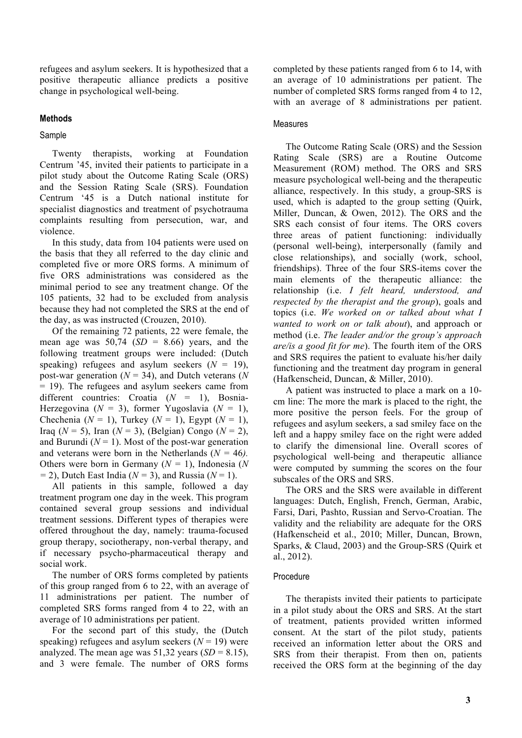refugees and asylum seekers. It is hypothesized that a positive therapeutic alliance predicts a positive change in psychological well-being.

## Methods

### Sample

Twenty therapists, working at Foundation Centrum '45, invited their patients to participate in a pilot study about the Outcome Rating Scale (ORS) and the Session Rating Scale (SRS). Foundation Centrum '45 is a Dutch national institute for specialist diagnostics and treatment of psychotrauma complaints resulting from persecution, war, and violence.

In this study, data from 104 patients were used on the basis that they all referred to the day clinic and completed five or more ORS forms. A minimum of five ORS administrations was considered as the minimal period to see any treatment change. Of the 105 patients, 32 had to be excluded from analysis because they had not completed the SRS at the end of the day, as was instructed (Crouzen, 2010).

Of the remaining 72 patients, 22 were female, the mean age was 50,74 (*SD* = 8.66) years, and the following treatment groups were included: (Dutch speaking) refugees and asylum seekers (*N* = 19), post-war generation (*N* = 34), and Dutch veterans (*N* = 19). The refugees and asylum seekers came from different countries: Croatia (*N* = 1), Bosnia-Herzegovina (*N* = 3), former Yugoslavia (*N* = 1), Chechenia (*N* = 1), Turkey (*N* = 1), Egypt (*N* = 1), Iraq (*N* = 5), Iran (*N* = 3), (Belgian) Congo (*N* = 2), and Burundi (*N* = 1). Most of the post-war generation and veterans were born in the Netherlands (*N* = 46*)*. Others were born in Germany (*N* = 1), Indonesia (*N* = 2), Dutch East India (*N* = 3), and Russia (*N* = 1).

All patients in this sample, followed a day treatment program one day in the week. This program contained several group sessions and individual treatment sessions. Different types of therapies were offered throughout the day, namely: trauma-focused group therapy, sociotherapy, non-verbal therapy, and if necessary psycho-pharmaceutical therapy and social work.

The number of ORS forms completed by patients of this group ranged from 6 to 22, with an average of 11 administrations per patient. The number of completed SRS forms ranged from 4 to 22, with an average of 10 administrations per patient.

For the second part of this study, the (Dutch speaking) refugees and asylum seekers (*N* = 19) were analyzed. The mean age was 51,32 years (*SD* = 8.15), and 3 were female. The number of ORS forms completed by these patients ranged from 6 to 14, with an average of 10 administrations per patient. The number of completed SRS forms ranged from 4 to 12, with an average of 8 administrations per patient.

### Measures

The Outcome Rating Scale (ORS) and the Session Rating Scale (SRS) are a Routine Outcome Measurement (ROM) method. The ORS and SRS measure psychological well-being and the therapeutic alliance, respectively. In this study, a group-SRS is used, which is adapted to the group setting (Quirk, Miller, Duncan, & Owen, 2012). The ORS and the SRS each consist of four items. The ORS covers three areas of patient functioning: individually (personal well-being), interpersonally (family and close relationships), and socially (work, school, friendships). Three of the four SRS-items cover the main elements of the therapeutic alliance: the relationship (i.e. *I felt heard, understood, and respected by the therapist and the group*), goals and topics (i.e. *We worked on or talked about what I wanted to work on or talk about*), and approach or method (i.e. *The leader and/or the group's approach are/is a good fit for me*). The fourth item of the ORS and SRS requires the patient to evaluate his/her daily functioning and the treatment day program in general (Hafkenscheid, Duncan, & Miller, 2010).

A patient was instructed to place a mark on a 10-cm line: The more the mark is placed to the right, the more positive the person feels. For the group of refugees and asylum seekers, a sad smiley face on the left and a happy smiley face on the right were added to clarify the dimensional line. Overall scores of psychological well-being and therapeutic alliance were computed by summing the scores on the four subscales of the ORS and SRS.

The ORS and the SRS were available in different languages: Dutch, English, French, German, Arabic, Farsi, Dari, Pashto, Russian and Servo-Croatian. The validity and the reliability are adequate for the ORS (Hafkenscheid et al., 2010; Miller, Duncan, Brown, Sparks, & Claud, 2003) and the Group-SRS (Quirk et al., 2012).

### Procedure

The therapists invited their patients to participate in a pilot study about the ORS and SRS. At the start of treatment, patients provided written informed consent. At the start of the pilot study, patients received an information letter about the ORS and SRS from their therapist. From then on, patients received the ORS form at the beginning of the day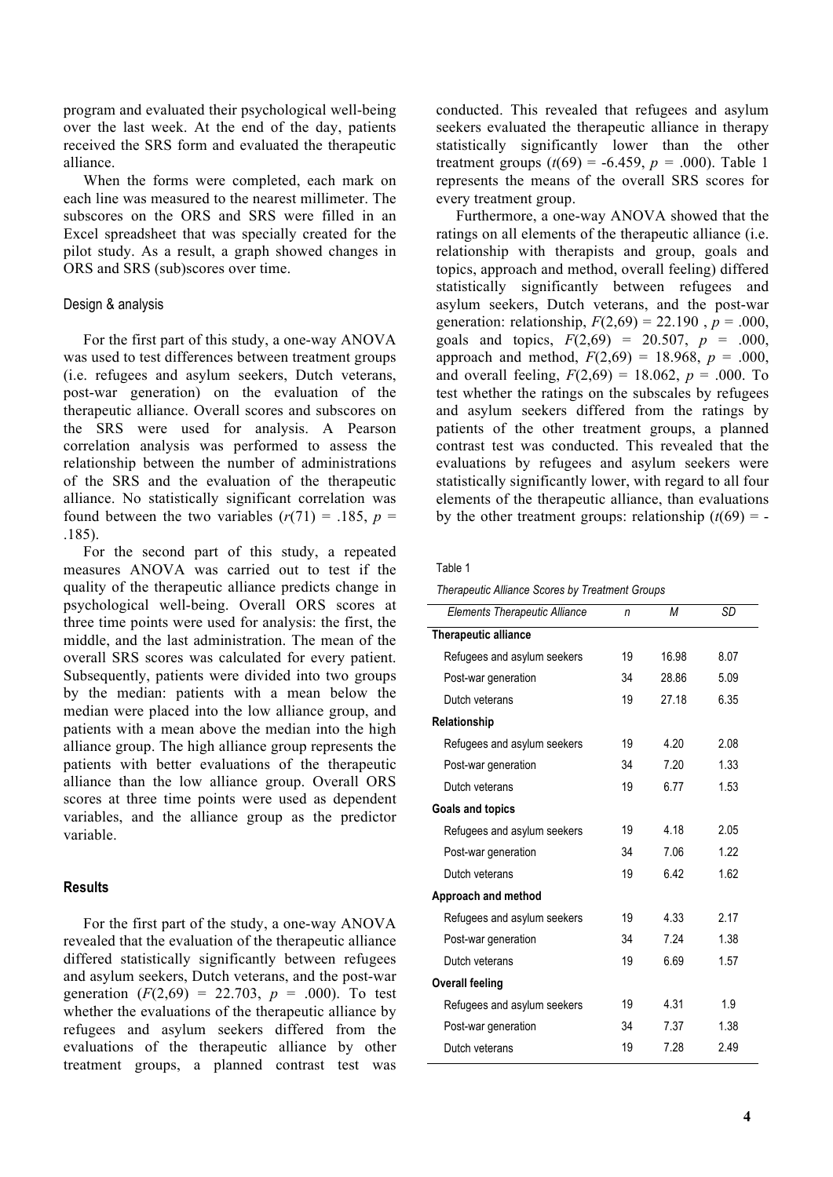program and evaluated their psychological well-being over the last week. At the end of the day, patients received the SRS form and evaluated the therapeutic alliance.

When the forms were completed, each mark on each line was measured to the nearest millimeter. The subscores on the ORS and SRS were filled in an Excel spreadsheet that was specially created for the pilot study. As a result, a graph showed changes in ORS and SRS (sub)scores over time.

### Design & analysis

For the first part of this study, a one-way ANOVA was used to test differences between treatment groups (i.e. refugees and asylum seekers, Dutch veterans, post-war generation) on the evaluation of the therapeutic alliance. Overall scores and subscores on the SRS were used for analysis. A Pearson correlation analysis was performed to assess the relationship between the number of administrations of the SRS and the evaluation of the therapeutic alliance. No statistically significant correlation was found between the two variables ($r(71) = .185$, $p = .185$).

For the second part of this study, a repeated measures ANOVA was carried out to test if the quality of the therapeutic alliance predicts change in psychological well-being. Overall ORS scores at three time points were used for analysis: the first, the middle, and the last administration. The mean of the overall SRS scores was calculated for every patient. Subsequently, patients were divided into two groups by the median: patients with a mean below the median were placed into the low alliance group, and patients with a mean above the median into the high alliance group. The high alliance group represents the patients with better evaluations of the therapeutic alliance than the low alliance group. Overall ORS scores at three time points were used as dependent variables, and the alliance group as the predictor variable.

## Results

For the first part of the study, a one-way ANOVA revealed that the evaluation of the therapeutic alliance differed statistically significantly between refugees and asylum seekers, Dutch veterans, and the post-war generation ($F(2,69) = 22.703$, $p = .000$). To test whether the evaluations of the therapeutic alliance by refugees and asylum seekers differed from the evaluations of the therapeutic alliance by other treatment groups, a planned contrast test was conducted. This revealed that refugees and asylum seekers evaluated the therapeutic alliance in therapy statistically significantly lower than the other treatment groups ($t(69) = -6.459$, $p = .000$). Table 1 represents the means of the overall SRS scores for every treatment group.

Furthermore, a one-way ANOVA showed that the ratings on all elements of the therapeutic alliance (i.e. relationship with therapists and group, goals and topics, approach and method, overall feeling) differed statistically significantly between refugees and asylum seekers, Dutch veterans, and the post-war generation: relationship, $F(2,69) = 22.190$, $p = .000$, goals and topics, $F(2,69) = 20.507$, $p = .000$, approach and method, $F(2,69) = 18.968$, $p = .000$, and overall feeling, $F(2,69) = 18.062$, $p = .000$. To test whether the ratings on the subscales by refugees and asylum seekers differed from the ratings by patients of the other treatment groups, a planned contrast test was conducted. This revealed that the evaluations by refugees and asylum seekers were statistically significantly lower, with regard to all four elements of the therapeutic alliance, than evaluations by the other treatment groups: relationship ($t(69) = -$

Table 1

*Therapeutic Alliance Scores by Treatment Groups*

| *Elements Therapeutic Alliance* | *n* | *M* | *SD* |
|---|---|---|---|
| **Therapeutic alliance** | | | |
| Refugees and asylum seekers | 19 | 16.98 | 8.07 |
| Post-war generation | 34 | 28.86 | 5.09 |
| Dutch veterans | 19 | 27.18 | 6.35 |
| **Relationship** | | | |
| Refugees and asylum seekers | 19 | 4.20 | 2.08 |
| Post-war generation | 34 | 7.20 | 1.33 |
| Dutch veterans | 19 | 6.77 | 1.53 |
| **Goals and topics** | | | |
| Refugees and asylum seekers | 19 | 4.18 | 2.05 |
| Post-war generation | 34 | 7.06 | 1.22 |
| Dutch veterans | 19 | 6.42 | 1.62 |
| **Approach and method** | | | |
| Refugees and asylum seekers | 19 | 4.33 | 2.17 |
| Post-war generation | 34 | 7.24 | 1.38 |
| Dutch veterans | 19 | 6.69 | 1.57 |
| **Overall feeling** | | | |
| Refugees and asylum seekers | 19 | 4.31 | 1.9 |
| Post-war generation | 34 | 7.37 | 1.38 |
| Dutch veterans | 19 | 7.28 | 2.49 |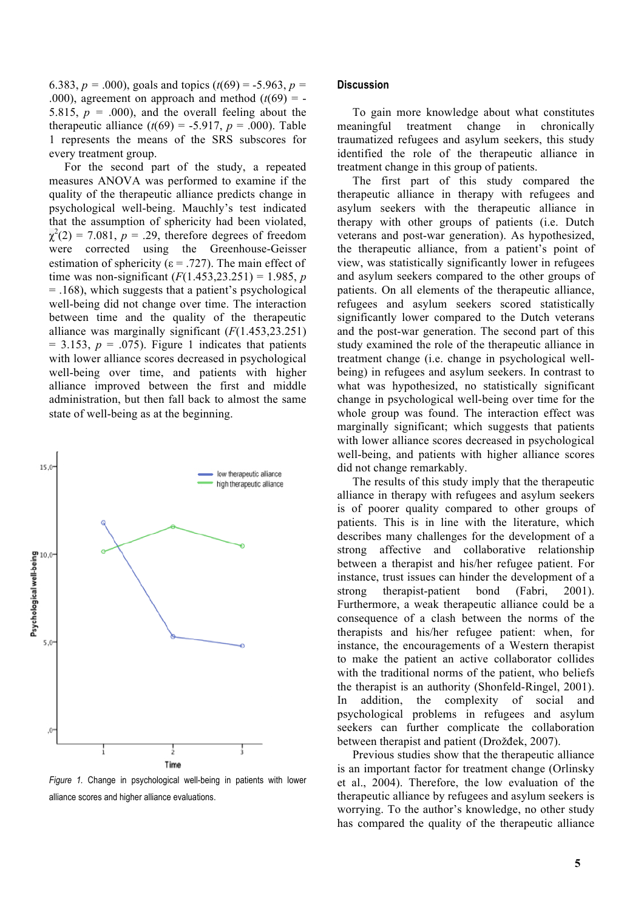6.383, $p$ = .000), goals and topics ($t$(69) = -5.963, $p$ = .000), agreement on approach and method ($t$(69) = -5.815, $p$ = .000), and the overall feeling about the therapeutic alliance ($t$(69) = -5.917, $p$ = .000). Table 1 represents the means of the SRS subscores for every treatment group.

For the second part of the study, a repeated measures ANOVA was performed to examine if the quality of the therapeutic alliance predicts change in psychological well-being. Mauchly's test indicated that the assumption of sphericity had been violated, $\chi^2(2)$ = 7.081, $p$ = .29, therefore degrees of freedom were corrected using the Greenhouse-Geisser estimation of sphericity ($\varepsilon$ = .727). The main effect of time was non-significant ($F$(1.453,23.251) = 1.985, $p$ = .168), which suggests that a patient's psychological well-being did not change over time. The interaction between time and the quality of the therapeutic alliance was marginally significant ($F$(1.453,23.251) = 3.153, $p$ = .075). Figure 1 indicates that patients with lower alliance scores decreased in psychological well-being over time, and patients with higher alliance improved between the first and middle administration, but then fall back to almost the same state of well-being as at the beginning.

*Figure 1.* Change in psychological well-being in patients with lower alliance scores and higher alliance evaluations.

## Discussion

To gain more knowledge about what constitutes meaningful treatment change in chronically traumatized refugees and asylum seekers, this study identified the role of the therapeutic alliance in treatment change in this group of patients.

The first part of this study compared the therapeutic alliance in therapy with refugees and asylum seekers with the therapeutic alliance in therapy with other groups of patients (i.e. Dutch veterans and post-war generation). As hypothesized, the therapeutic alliance, from a patient's point of view, was statistically significantly lower in refugees and asylum seekers compared to the other groups of patients. On all elements of the therapeutic alliance, refugees and asylum seekers scored statistically significantly lower compared to the Dutch veterans and the post-war generation. The second part of this study examined the role of the therapeutic alliance in treatment change (i.e. change in psychological well-being) in refugees and asylum seekers. In contrast to what was hypothesized, no statistically significant change in psychological well-being over time for the whole group was found. The interaction effect was marginally significant; which suggests that patients with lower alliance scores decreased in psychological well-being, and patients with higher alliance scores did not change remarkably.

The results of this study imply that the therapeutic alliance in therapy with refugees and asylum seekers is of poorer quality compared to other groups of patients. This is in line with the literature, which describes many challenges for the development of a strong affective and collaborative relationship between a therapist and his/her refugee patient. For instance, trust issues can hinder the development of a strong therapist-patient bond (Fabri, 2001). Furthermore, a weak therapeutic alliance could be a consequence of a clash between the norms of the therapists and his/her refugee patient: when, for instance, the encouragements of a Western therapist to make the patient an active collaborator collides with the traditional norms of the patient, who beliefs the therapist is an authority (Shonfeld-Ringel, 2001). In addition, the complexity of social and psychological problems in refugees and asylum seekers can further complicate the collaboration between therapist and patient (Drožđek, 2007).

Previous studies show that the therapeutic alliance is an important factor for treatment change (Orlinsky et al., 2004). Therefore, the low evaluation of the therapeutic alliance by refugees and asylum seekers is worrying. To the author's knowledge, no other study has compared the quality of the therapeutic alliance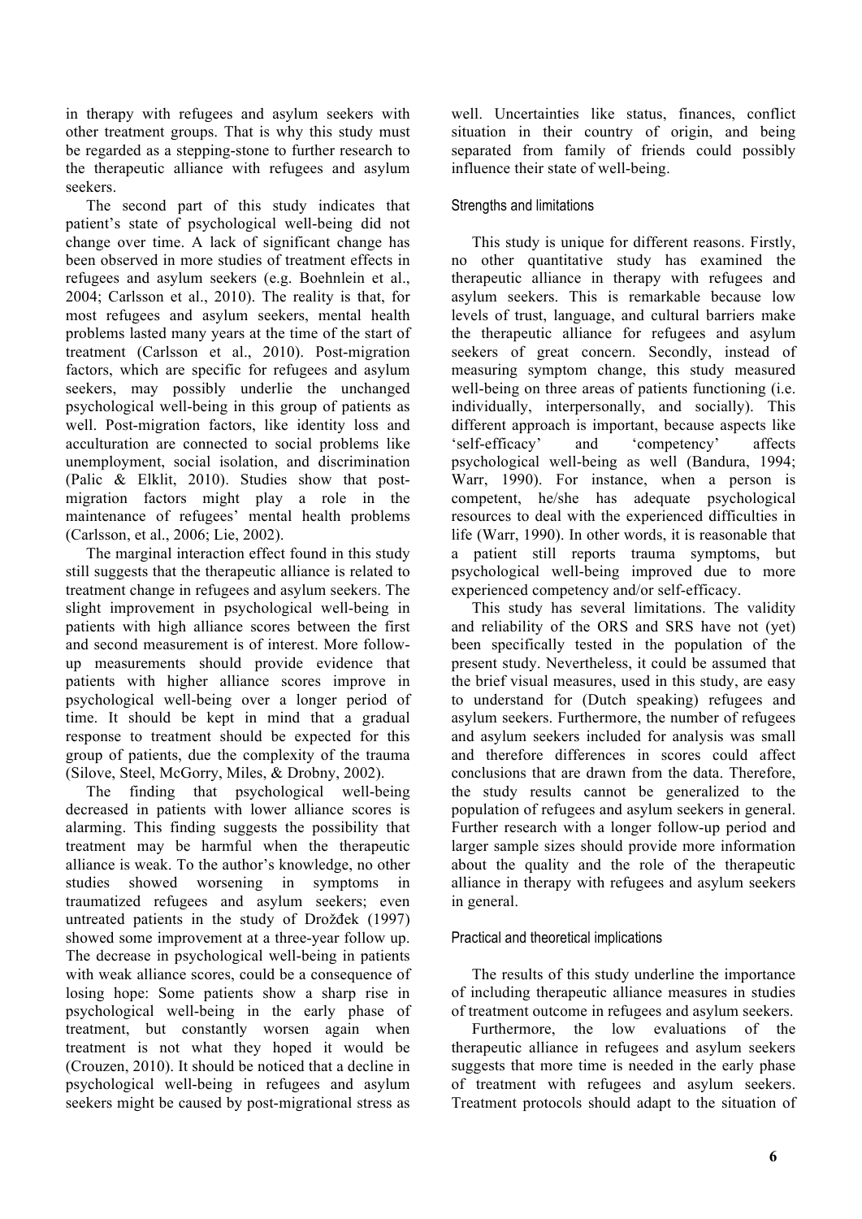in therapy with refugees and asylum seekers with other treatment groups. That is why this study must be regarded as a stepping-stone to further research to the therapeutic alliance with refugees and asylum seekers.

The second part of this study indicates that patient's state of psychological well-being did not change over time. A lack of significant change has been observed in more studies of treatment effects in refugees and asylum seekers (e.g. Boehnlein et al., 2004; Carlsson et al., 2010). The reality is that, for most refugees and asylum seekers, mental health problems lasted many years at the time of the start of treatment (Carlsson et al., 2010). Post-migration factors, which are specific for refugees and asylum seekers, may possibly underlie the unchanged psychological well-being in this group of patients as well. Post-migration factors, like identity loss and acculturation are connected to social problems like unemployment, social isolation, and discrimination (Palic & Elklit, 2010). Studies show that post-migration factors might play a role in the maintenance of refugees' mental health problems (Carlsson, et al., 2006; Lie, 2002).

The marginal interaction effect found in this study still suggests that the therapeutic alliance is related to treatment change in refugees and asylum seekers. The slight improvement in psychological well-being in patients with high alliance scores between the first and second measurement is of interest. More follow-up measurements should provide evidence that patients with higher alliance scores improve in psychological well-being over a longer period of time. It should be kept in mind that a gradual response to treatment should be expected for this group of patients, due the complexity of the trauma (Silove, Steel, McGorry, Miles, & Drobny, 2002).

The finding that psychological well-being decreased in patients with lower alliance scores is alarming. This finding suggests the possibility that treatment may be harmful when the therapeutic alliance is weak. To the author's knowledge, no other studies showed worsening in symptoms in traumatized refugees and asylum seekers; even untreated patients in the study of Drožđek (1997) showed some improvement at a three-year follow up. The decrease in psychological well-being in patients with weak alliance scores, could be a consequence of losing hope: Some patients show a sharp rise in psychological well-being in the early phase of treatment, but constantly worsen again when treatment is not what they hoped it would be (Crouzen, 2010). It should be noticed that a decline in psychological well-being in refugees and asylum seekers might be caused by post-migrational stress as well. Uncertainties like status, finances, conflict situation in their country of origin, and being separated from family of friends could possibly influence their state of well-being.

### Strengths and limitations

This study is unique for different reasons. Firstly, no other quantitative study has examined the therapeutic alliance in therapy with refugees and asylum seekers. This is remarkable because low levels of trust, language, and cultural barriers make the therapeutic alliance for refugees and asylum seekers of great concern. Secondly, instead of measuring symptom change, this study measured well-being on three areas of patients functioning (i.e. individually, interpersonally, and socially). This different approach is important, because aspects like 'self-efficacy' and 'competency' affects psychological well-being as well (Bandura, 1994; Warr, 1990). For instance, when a person is competent, he/she has adequate psychological resources to deal with the experienced difficulties in life (Warr, 1990). In other words, it is reasonable that a patient still reports trauma symptoms, but psychological well-being improved due to more experienced competency and/or self-efficacy.

This study has several limitations. The validity and reliability of the ORS and SRS have not (yet) been specifically tested in the population of the present study. Nevertheless, it could be assumed that the brief visual measures, used in this study, are easy to understand for (Dutch speaking) refugees and asylum seekers. Furthermore, the number of refugees and asylum seekers included for analysis was small and therefore differences in scores could affect conclusions that are drawn from the data. Therefore, the study results cannot be generalized to the population of refugees and asylum seekers in general. Further research with a longer follow-up period and larger sample sizes should provide more information about the quality and the role of the therapeutic alliance in therapy with refugees and asylum seekers in general.

### Practical and theoretical implications

The results of this study underline the importance of including therapeutic alliance measures in studies of treatment outcome in refugees and asylum seekers.

Furthermore, the low evaluations of the therapeutic alliance in refugees and asylum seekers suggests that more time is needed in the early phase of treatment with refugees and asylum seekers. Treatment protocols should adapt to the situation of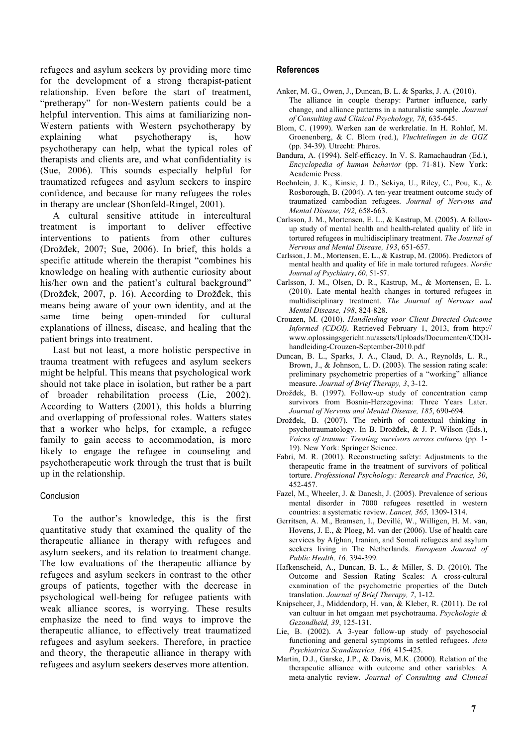refugees and asylum seekers by providing more time for the development of a strong therapist-patient relationship. Even before the start of treatment, "pretherapy" for non-Western patients could be a helpful intervention. This aims at familiarizing non-Western patients with Western psychotherapy by explaining what psychotherapy is, how psychotherapy can help, what the typical roles of therapists and clients are, and what confidentiality is (Sue, 2006). This sounds especially helpful for traumatized refugees and asylum seekers to inspire confidence, and because for many refugees the roles in therapy are unclear (Shonfeld-Ringel, 2001).

A cultural sensitive attitude in intercultural treatment is important to deliver effective interventions to patients from other cultures (Drožđek, 2007; Sue, 2006). In brief, this holds a specific attitude wherein the therapist "combines his knowledge on healing with authentic curiosity about his/her own and the patient's cultural background" (Drožđek, 2007, p. 16). According to Drožđek, this means being aware of your own identity, and at the same time being open-minded for cultural explanations of illness, disease, and healing that the patient brings into treatment.

Last but not least, a more holistic perspective in trauma treatment with refugees and asylum seekers might be helpful. This means that psychological work should not take place in isolation, but rather be a part of broader rehabilitation process (Lie, 2002). According to Watters (2001), this holds a blurring and overlapping of professional roles. Watters states that a worker who helps, for example, a refugee family to gain access to accommodation, is more likely to engage the refugee in counseling and psychotherapeutic work through the trust that is built up in the relationship.

### Conclusion

To the author's knowledge, this is the first quantitative study that examined the quality of the therapeutic alliance in therapy with refugees and asylum seekers, and its relation to treatment change. The low evaluations of the therapeutic alliance by refugees and asylum seekers in contrast to the other groups of patients, together with the decrease in psychological well-being for refugee patients with weak alliance scores, is worrying. These results emphasize the need to find ways to improve the therapeutic alliance, to effectively treat traumatized refugees and asylum seekers. Therefore, in practice and theory, the therapeutic alliance in therapy with refugees and asylum seekers deserves more attention.

## References

Anker, M. G., Owen, J., Duncan, B. L. & Sparks, J. A. (2010). The alliance in couple therapy: Partner influence, early change, and alliance patterns in a naturalistic sample. *Journal of Consulting and Clinical Psychology, 78*, 635-645.

Blom, C. (1999). Werken aan de werkrelatie. In H. Rohlof, M. Groenenberg, & C. Blom (red.), *Vluchtelingen in de GGZ* (pp. 34-39)*.* Utrecht: Pharos.

Bandura, A. (1994). Self-efficacy. In V. S. Ramachaudran (Ed.), *Encyclopedia of human behavior* (pp. 71-81). New York: Academic Press.

Boehnlein, J. K., Kinsie, J. D., Sekiya, U., Riley, C., Pou, K., & Rosborough, B. (2004). A ten-year treatment outcome study of traumatized cambodian refugees. *Journal of Nervous and Mental Disease, 192,* 658-663.

Carlsson, J. M., Mortensen, E. L., & Kastrup, M. (2005). A follow-up study of mental health and health-related quality of life in tortured refugees in multidisciplinary treatment. *The Journal of Nervous and Mental Disease, 193*, 651-657.

Carlsson, J. M., Mortensen, E. L., & Kastrup, M. (2006). Predictors of mental health and quality of life in male tortured refugees. *Nordic Journal of Psychiatry*, *60*, 51-57.

Carlsson, J. M., Olsen, D. R., Kastrup, M., & Mortensen, E. L. (2010). Late mental health changes in tortured refugees in multidisciplinary treatment. *The Journal of Nervous and Mental Disease, 198*, 824-828.

Crouzen, M. (2010). *Handleiding voor Client Directed Outcome Informed (CDOI).* Retrieved February 1, 2013, from http://www.oplossingsgericht.nu/assets/Uploads/Documenten/CDOI-handleiding-Crouzen-September-2010.pdf

Duncan, B. L., Sparks, J. A., Claud, D. A., Reynolds, L. R., Brown, J., & Johnson, L. D. (2003). The session rating scale: preliminary psychometric properties of a "working" alliance measure. *Journal of Brief Therapy, 3*, 3-12.

Drožđek, B. (1997). Follow-up study of concentration camp survivors from Bosnia-Herzegovina: Three Years Later. *Journal of Nervous and Mental Disease, 185*, 690-694.

Drožđek, B. (2007). The rebirth of contextual thinking in psychotraumatology. In B. Drožđek, & J. P. Wilson (Eds.), *Voices of trauma: Treating survivors across cultures* (pp. 1-19). New York: Springer Science.

Fabri, M. R. (2001). Reconstructing safety: Adjustments to the therapeutic frame in the treatment of survivors of political torture. *Professional Psychology: Research and Practice, 30*, 452-457.

Fazel, M., Wheeler, J. & Danesh, J. (2005). Prevalence of serious mental disorder in 7000 refugees resettled in western countries: a systematic review. *Lancet, 365,* 1309-1314.

Gerritsen, A. M., Bramsen, I., Devillé, W., Willigen, H. M. van, Hovens, J. E., & Ploeg, M. van der (2006). Use of health care services by Afghan, Iranian, and Somali refugees and asylum seekers living in The Netherlands. *European Journal of Public Health, 16,* 394-399*.*

Hafkenscheid, A., Duncan, B. L., & Miller, S. D. (2010). The Outcome and Session Rating Scales: A cross-cultural examination of the psychometric properties of the Dutch translation. *Journal of Brief Therapy, 7*, 1-12.

Knipscheer, J., Middendorp, H. van, & Kleber, R. (2011). De rol van cultuur in het omgaan met psychotrauma. *Psychologie & Gezondheid, 39*, 125-131.

Lie, B. (2002). A 3-year follow-up study of psychosocial functioning and general symptoms in settled refugees. *Acta Psychiatrica Scandinavica, 106,* 415-425.

Martin, D.J., Garske, J.P., & Davis, M.K. (2000). Relation of the therapeutic alliance with outcome and other variables: A meta-analytic review. *Journal of Consulting and Clinical*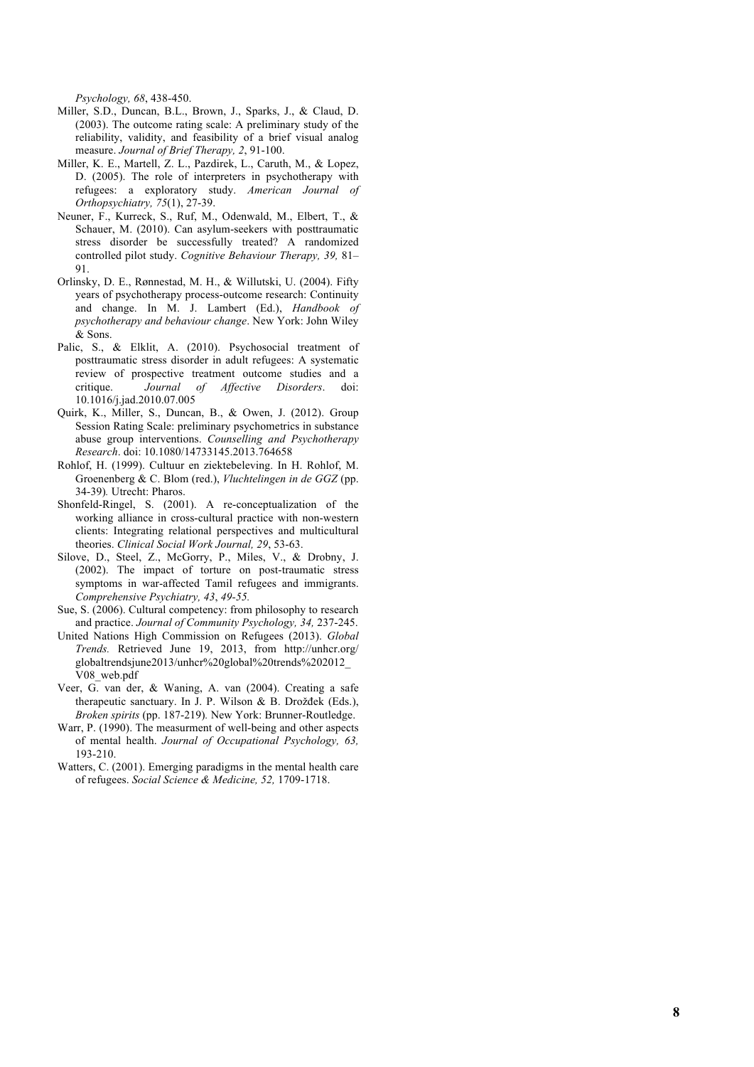*Psychology, 68*, 438-450.

Miller, S.D., Duncan, B.L., Brown, J., Sparks, J., & Claud, D. (2003). The outcome rating scale: A preliminary study of the reliability, validity, and feasibility of a brief visual analog measure. *Journal of Brief Therapy, 2*, 91-100.

Miller, K. E., Martell, Z. L., Pazdirek, L., Caruth, M., & Lopez, D. (2005). The role of interpreters in psychotherapy with refugees: a exploratory study. *American Journal of Orthopsychiatry, 75*(1), 27-39.

Neuner, F., Kurreck, S., Ruf, M., Odenwald, M., Elbert, T., & Schauer, M. (2010). Can asylum-seekers with posttraumatic stress disorder be successfully treated? A randomized controlled pilot study. *Cognitive Behaviour Therapy, 39,* 81–91.

Orlinsky, D. E., Rønnestad, M. H., & Willutski, U. (2004). Fifty years of psychotherapy process-outcome research: Continuity and change. In M. J. Lambert (Ed.), *Handbook of psychotherapy and behaviour change*. New York: John Wiley & Sons.

Palic, S., & Elklit, A. (2010). Psychosocial treatment of posttraumatic stress disorder in adult refugees: A systematic review of prospective treatment outcome studies and a critique. *Journal of Affective Disorders*. doi: 10.1016/j.jad.2010.07.005

Quirk, K., Miller, S., Duncan, B., & Owen, J. (2012). Group Session Rating Scale: preliminary psychometrics in substance abuse group interventions. *Counselling and Psychotherapy Research*. doi: 10.1080/14733145.2013.764658

Rohlof, H. (1999). Cultuur en ziektebeleving. In H. Rohlof, M. Groenenberg & C. Blom (red.), *Vluchtelingen in de GGZ* (pp. 34-39)*.* Utrecht: Pharos.

Shonfeld-Ringel, S. (2001). A re-conceptualization of the working alliance in cross-cultural practice with non-western clients: Integrating relational perspectives and multicultural theories. *Clinical Social Work Journal, 29*, 53-63.

Silove, D., Steel, Z., McGorry, P., Miles, V., & Drobny, J. (2002). The impact of torture on post-traumatic stress symptoms in war-affected Tamil refugees and immigrants. *Comprehensive Psychiatry, 43*, *49-55.*

Sue, S. (2006). Cultural competency: from philosophy to research and practice. *Journal of Community Psychology, 34,* 237-245.

United Nations High Commission on Refugees (2013). *Global Trends.* Retrieved June 19, 2013, from http://unhcr.org/globaltrendsjune2013/unhcr%20global%20trends%202012_V08_web.pdf

Veer, G. van der, & Waning, A. van (2004). Creating a safe therapeutic sanctuary. In J. P. Wilson & B. Drožđek (Eds.), *Broken spirits* (pp. 187-219)*.* New York: Brunner-Routledge.

Warr, P. (1990). The measurment of well-being and other aspects of mental health. *Journal of Occupational Psychology, 63,* 193-210.

Watters, C. (2001). Emerging paradigms in the mental health care of refugees. *Social Science & Medicine, 52,* 1709-1718.